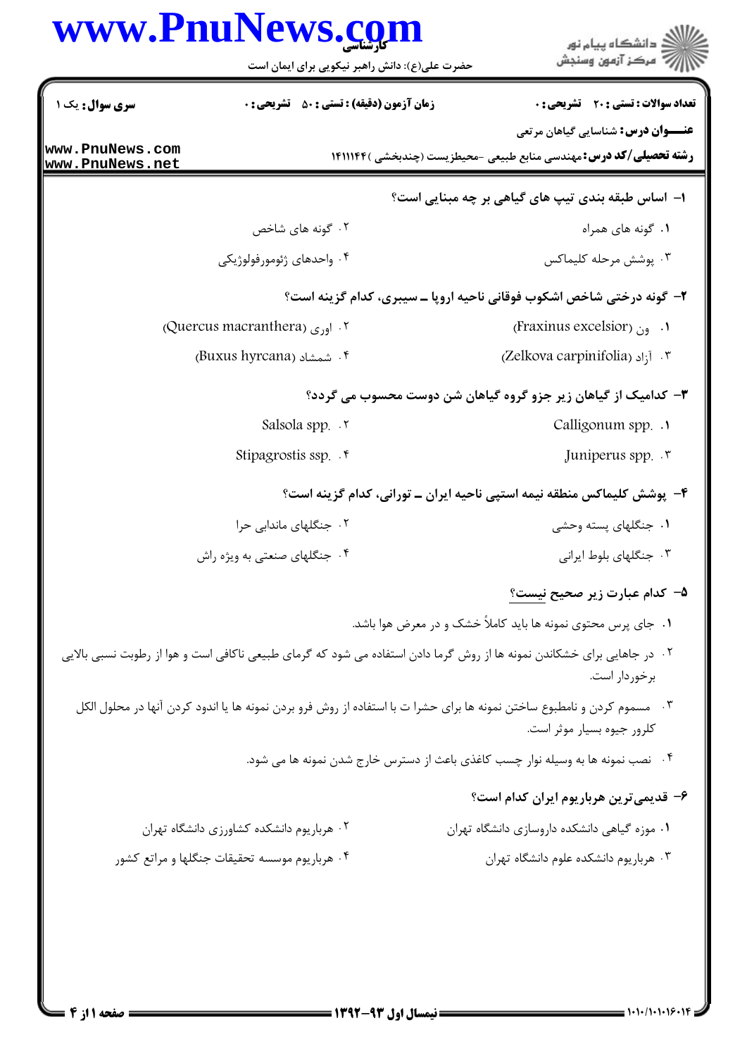**سری سوال:** یک ۱

**زمان آزمون (دقیقه) : تستی : ۵۰ تشریحی : ۰**

**تعداد سوالات : تستی : ۲۰ تشریحی : ۰**

**عنـــوان درس:** شناسایی گیاهان مرتعی

**رشته تحصیلی/کد درس:** مهندسی منابع طبیعی -محیطزیست (چندبخشی )۱۴۱۱۱۴۴

**۱- اساس طبقه بندی تیپ های گیاهی بر چه مبنایی است؟**

۱. گونه های همراه

۲. گونه های شاخص

۳. پوشش مرحله کلیماکس

۴. واحدهای ژئومورفولوژیکی

**۲- گونه درختی شاخص اشکوب فوقانی ناحیه اروپا ـ سیبری، کدام گزینه است؟**

۱. ون (Fraxinus excelsior)

۲. اوری (Quercus macranthera)

۳. آزاد (Zelkova carpinifolia)

۴. شمشاد (Buxus hyrcana)

**۳- کدامیک از گیاهان زیر جزو گروه گیاهان شن دوست محسوب می گردد؟**

۱. Calligonum spp.

۲. Salsola spp.

۳. Juniperus spp.

۴. Stipagrostis ssp.

**۴- پوشش کلیماکس منطقه نیمه استپی ناحیه ایران ـ تورانی، کدام گزینه است؟**

۱. جنگلهای پسته وحشی

۲. جنگلهای ماندابی حرا

۳. جنگلهای بلوط ایرانی

۴. جنگلهای صنعتی به ویژه راش

**۵- کدام عبارت زیر صحیح نیست؟**

۱. جای پرس محتوی نمونه ها باید کاملاً خشک و در معرض هوا باشد.

۲. در جاهایی برای خشکاندن نمونه ها از روش گرما دادن استفاده می شود که گرمای طبیعی ناکافی است و هوا از رطوبت نسبی بالایی برخوردار است.

۳. مسموم کردن و نامطبوع ساختن نمونه ها برای حشرا ت با استفاده از روش فرو بردن نمونه ها یا اندود کردن آنها در محلول الکل کلرور جیوه بسیار موثر است.

۴. نصب نمونه ها به وسیله نوار چسب کاغذی باعث از دسترس خارج شدن نمونه ها می شود.

**۶- قدیمی‌ترین هرباریوم ایران کدام است؟**

۱. موزه گیاهی دانشکده داروسازی دانشگاه تهران

۲. هرباریوم دانشکده کشاورزی دانشگاه تهران

۳. هرباریوم دانشکده علوم دانشگاه تهران

۴. هرباریوم موسسه تحقیقات جنگلها و مراتع کشور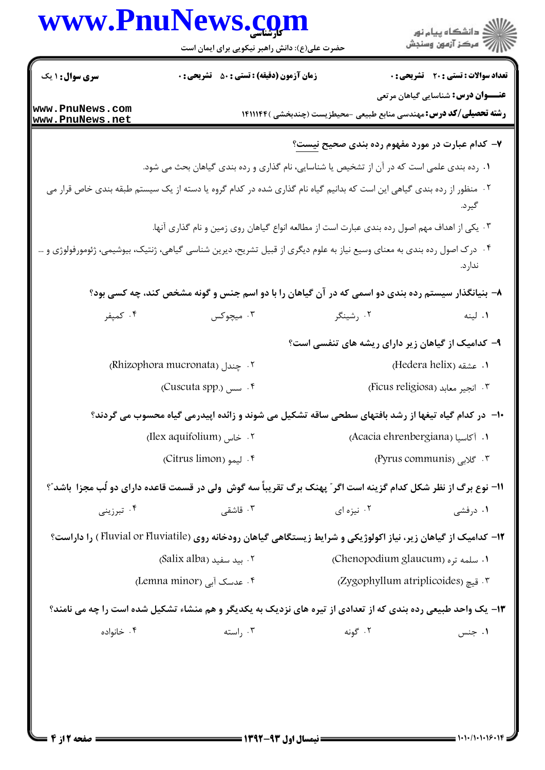**۷- کدام عبارت در مورد مفهوم رده بندی صحیح نیست؟**

۱. رده بندی علمی است که در آن از تشخیص یا شناسایی، نام گذاری و رده بندی گیاهان بحث می شود.

۲. منظور از رده بندی گیاهی این است که بدانیم گیاه نام گذاری شده در کدام گروه یا دسته از یک سیستم طبقه بندی خاص قرار می گیرد.

۳. یکی از اهداف مهم اصول رده بندی عبارت است از مطالعه انواع گیاهان روی زمین و نام گذاری آنها.

۴. درک اصول رده بندی به معنای وسیع نیاز به علوم دیگری از قبیل تشریح، دیرین شناسی گیاهی، ژنتیک، بیوشیمی، ژئومرفولوژی و ... ندارد.

**۸- بنیانگذار سیستم رده بندی دو اسمی که در آن گیاهان را با دو اسم جنس و گونه مشخص کند، چه کسی بود؟**

۱. لینه
۲. رشینگر
۳. میچوکس
۴. کمپفر

**۹- کدامیک از گیاهان زیر دارای ریشه های تنفسی است؟**

۱. عشقه (Hedera helix)
۲. چندل (Rhizophora mucronata)
۳. انجیر معابد (Ficus religiosa)
۴. سس (Cuscuta spp.)

**۱۰- در کدام گیاه تیغها از رشد بافتهای سطحی ساقه تشکیل می شوند و زائده اپیدرمی گیاه محسوب می گردند؟**

۱. آکاسیا (Acacia ehrenbergiana)
۲. خاس (Ilex aquifolium)
۳. گلابی (Pyrus communis)
۴. لیمو (Citrus limon)

**۱۱- نوع برگ از نظر شکل کدام گزینه است اگر" پهنک برگ تقریباً سه گوش ولی در قسمت قاعده دارای دو لُب مجزا باشد"؟**

۱. درفشی
۲. نیزه ای
۳. قاشقی
۴. تبرزینی

**۱۲- کدامیک از گیاهان زیر، نیاز اکولوژیکی و شرایط زیستگاهی گیاهان رودخانه روی (Fluvial or Fluviatile) را داراست؟**

۱. سلمه تره (Chenopodium glaucum)
۲. بید سفید (Salix alba)
۳. قیچ (Zygophyllum atriplicoides)
۴. عدسک آبی (Lemna minor)

**۱۳- یک واحد طبیعی رده بندی که از تعدادی از تیره های نزدیک به یکدیگر و هم منشاء تشکیل شده است را چه می نامند؟**

۱. جنس
۲. گونه
۳. راسته
۴. خانواده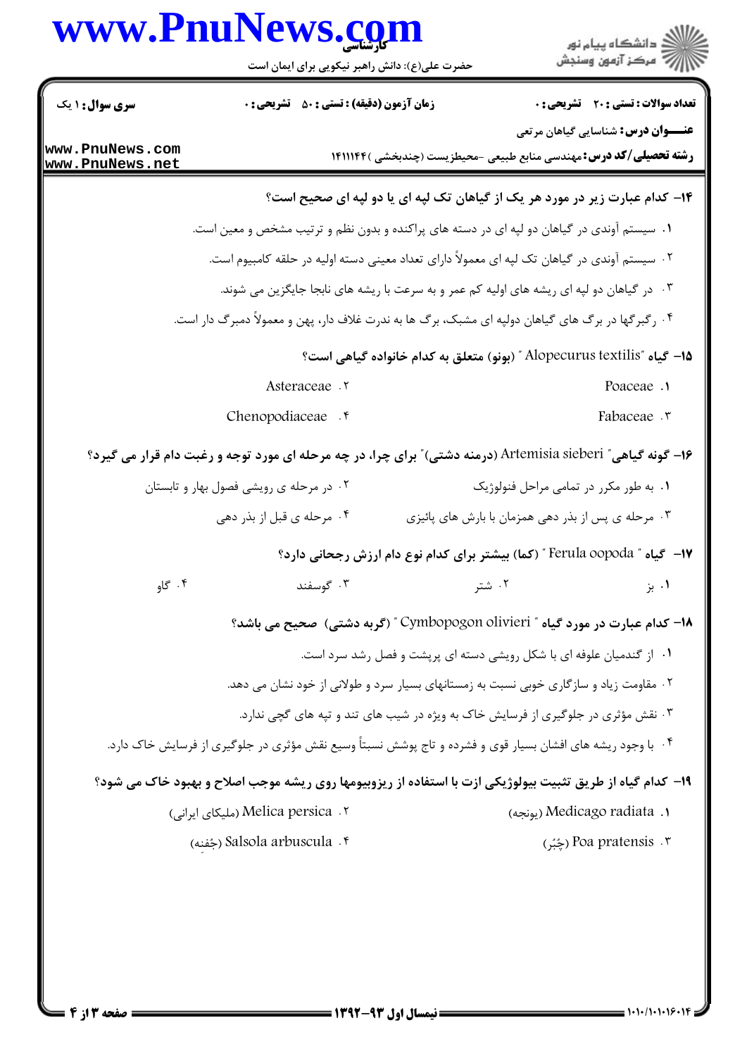۱۴- کدام عبارت زیر در مورد هر یک از گیاهان تک لپه ای یا دو لپه ای صحیح است؟

۱. سیستم آوندی در گیاهان دو لپه ای در دسته های پراکنده و بدون نظم و ترتیب مشخص و معین است.

۲. سیستم آوندی در گیاهان تک لپه ای معمولاً دارای تعداد معینی دسته اولیه در حلقه کامبیوم است.

۳. در گیاهان دو لپه ای ریشه های اولیه کم عمر و به سرعت با ریشه های نابجا جایگزین می شوند.

۴. رگبرگها در برگ های گیاهان دولپه ای مشبک، برگ ها به ندرت غلاف دار، پهن و معمولاً دمبرگ دار است.

۱۵- گیاه "Alopecurus textilis" (بونو) متعلق به کدام خانواده گیاهی است؟

۱. Poaceae
۲. Asteraceae
۳. Fabaceae
۴. Chenopodiaceae

۱۶- گونه گیاهی" Artemisia sieberi (درمنه دشتی)" برای چرا، در چه مرحله ای مورد توجه و رغبت دام قرار می گیرد؟

۱. به طور مکرر در تمامی مراحل فنولوژیک
۲. در مرحله ی رویشی فصول بهار و تابستان
۳. مرحله ی پس از بذر دهی همزمان با بارش های پائیزی
۴. مرحله ی قبل از بذر دهی

۱۷- گیاه " Ferula oopoda " (کما) بیشتر برای کدام نوع دام ارزش رجحانی دارد؟

۱. بز
۲. شتر
۳. گوسفند
۴. گاو

۱۸- کدام عبارت در مورد گیاه " Cymbopogon olivieri " (گربه دشتی) صحیح می باشد؟

۱. از گندمیان علوفه ای با شکل رویشی دسته ای پرپشت و فصل رشد سرد است.

۲. مقاومت زیاد و سازگاری خوبی نسبت به زمستانهای بسیار سرد و طولانی از خود نشان می دهد.

۳. نقش مؤثری در جلوگیری از فرسایش خاک به ویژه در شیب های تند و تپه های گچی ندارد.

۴. با وجود ریشه های افشان بسیار قوی و فشرده و تاج پوشش نسبتاً وسیع نقش مؤثری در جلوگیری از فرسایش خاک دارد.

۱۹- کدام گیاه از طریق تثبیت بیولوژیکی ازت با استفاده از ریزوبیومها روی ریشه موجب اصلاح و بهبود خاک می شود؟

۱. Medicago radiata (یونجه)
۲. Melica persica (ملیکای ایرانی)
۳. Poa pratensis (چِبُر)
۴. Salsola arbuscula (جُفنه)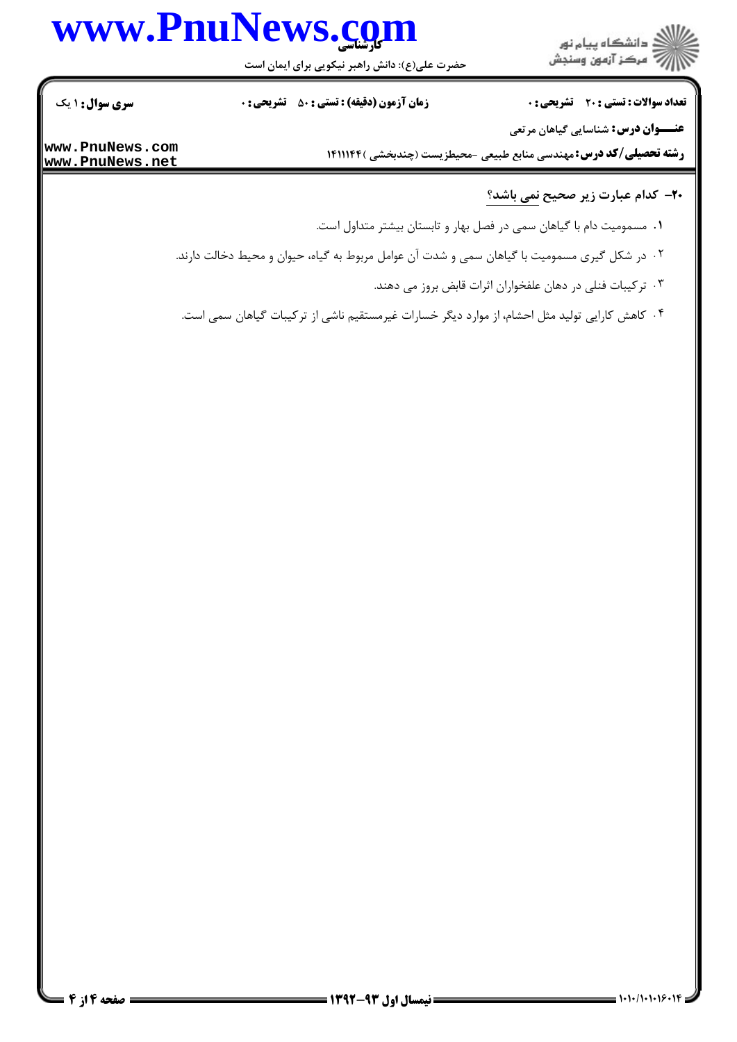**۲۰- کدام عبارت زیر صحیح نمی باشد؟**

۱. مسمومیت دام با گیاهان سمی در فصل بهار و تابستان بیشتر متداول است.

۲. در شکل گیری مسمومیت با گیاهان سمی و شدت آن عوامل مربوط به گیاه، حیوان و محیط دخالت دارند.

۳. ترکیبات فنلی در دهان علفخواران اثرات قابض بروز می دهند.

۴. کاهش کارایی تولید مثل احشام، از موارد دیگر خسارات غیرمستقیم ناشی از ترکیبات گیاهان سمی است.